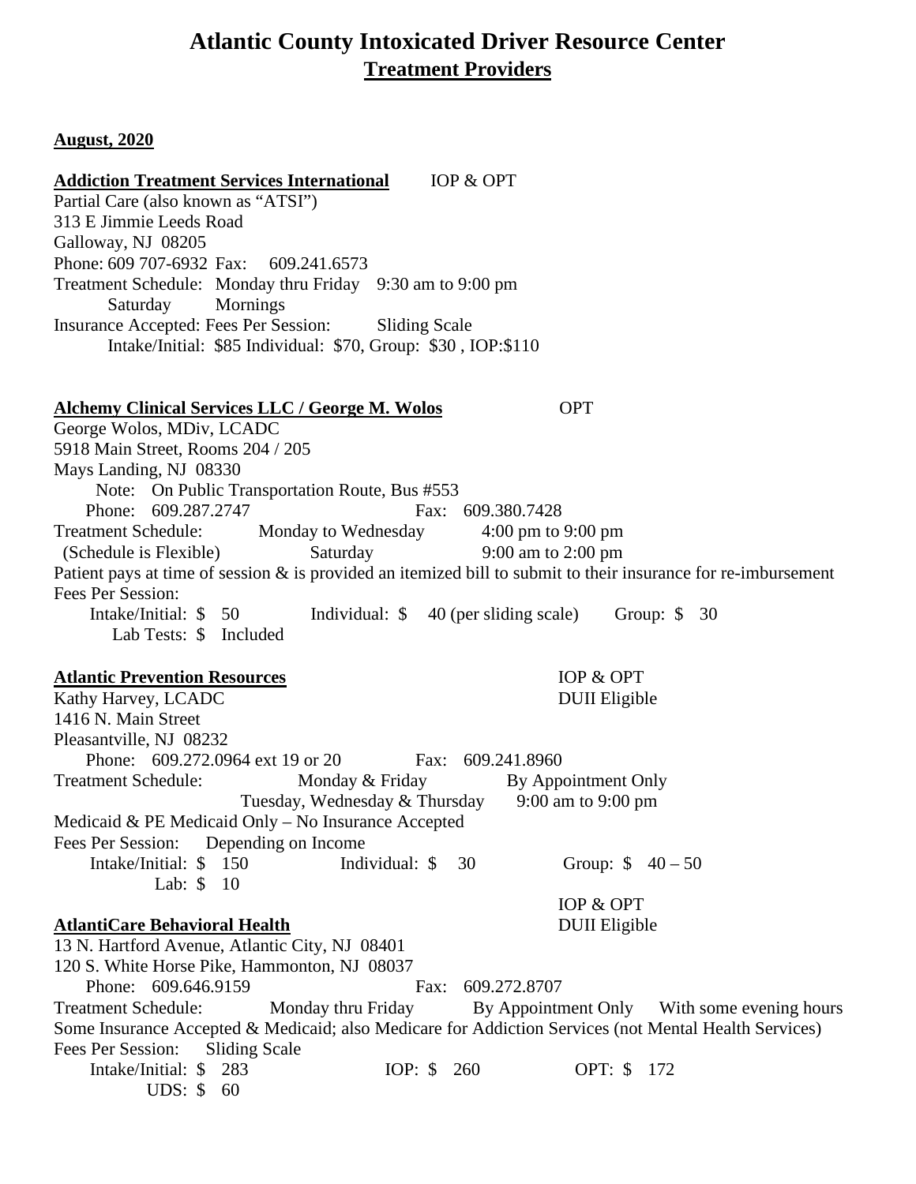# Atlantic County Intoxicated Driver Resource Center

## Treatment Providers

**August, 2020**

**Addiction Treatment Services International** IOP & OPT

Partial Care (also known as "ATSI")
313 E Jimmie Leeds Road
Galloway, NJ 08205
Phone: 609 707-6932 Fax: 609.241.6573
Treatment Schedule: Monday thru Friday 9:30 am to 9:00 pm
Saturday Mornings
Insurance Accepted: Fees Per Session: Sliding Scale
Intake/Initial: $85 Individual: $70, Group: $30 , IOP:$110

**Alchemy Clinical Services LLC / George M. Wolos** OPT

George Wolos, MDiv, LCADC
5918 Main Street, Rooms 204 / 205
Mays Landing, NJ 08330
Note: On Public Transportation Route, Bus #553
Phone: 609.287.2747 Fax: 609.380.7428
Treatment Schedule: Monday to Wednesday 4:00 pm to 9:00 pm
(Schedule is Flexible) Saturday 9:00 am to 2:00 pm
Patient pays at time of session & is provided an itemized bill to submit to their insurance for re-imbursement
Fees Per Session:
Intake/Initial: $ 50 Individual: $ 40 (per sliding scale) Group: $ 30
Lab Tests: $ Included

**Atlantic Prevention Resources** IOP & OPT
DUII Eligible

Kathy Harvey, LCADC
1416 N. Main Street
Pleasantville, NJ 08232
Phone: 609.272.0964 ext 19 or 20 Fax: 609.241.8960
Treatment Schedule: Monday & Friday By Appointment Only
Tuesday, Wednesday & Thursday 9:00 am to 9:00 pm
Medicaid & PE Medicaid Only – No Insurance Accepted
Fees Per Session: Depending on Income
Intake/Initial: $ 150 Individual: $ 30 Group: $ 40 – 50
Lab: $ 10

**AtlantiCare Behavioral Health** IOP & OPT
DUII Eligible

13 N. Hartford Avenue, Atlantic City, NJ 08401
120 S. White Horse Pike, Hammonton, NJ 08037
Phone: 609.646.9159 Fax: 609.272.8707
Treatment Schedule: Monday thru Friday By Appointment Only With some evening hours
Some Insurance Accepted & Medicaid; also Medicare for Addiction Services (not Mental Health Services)
Fees Per Session: Sliding Scale
Intake/Initial: $ 283 IOP: $ 260 OPT: $ 172
UDS: $ 60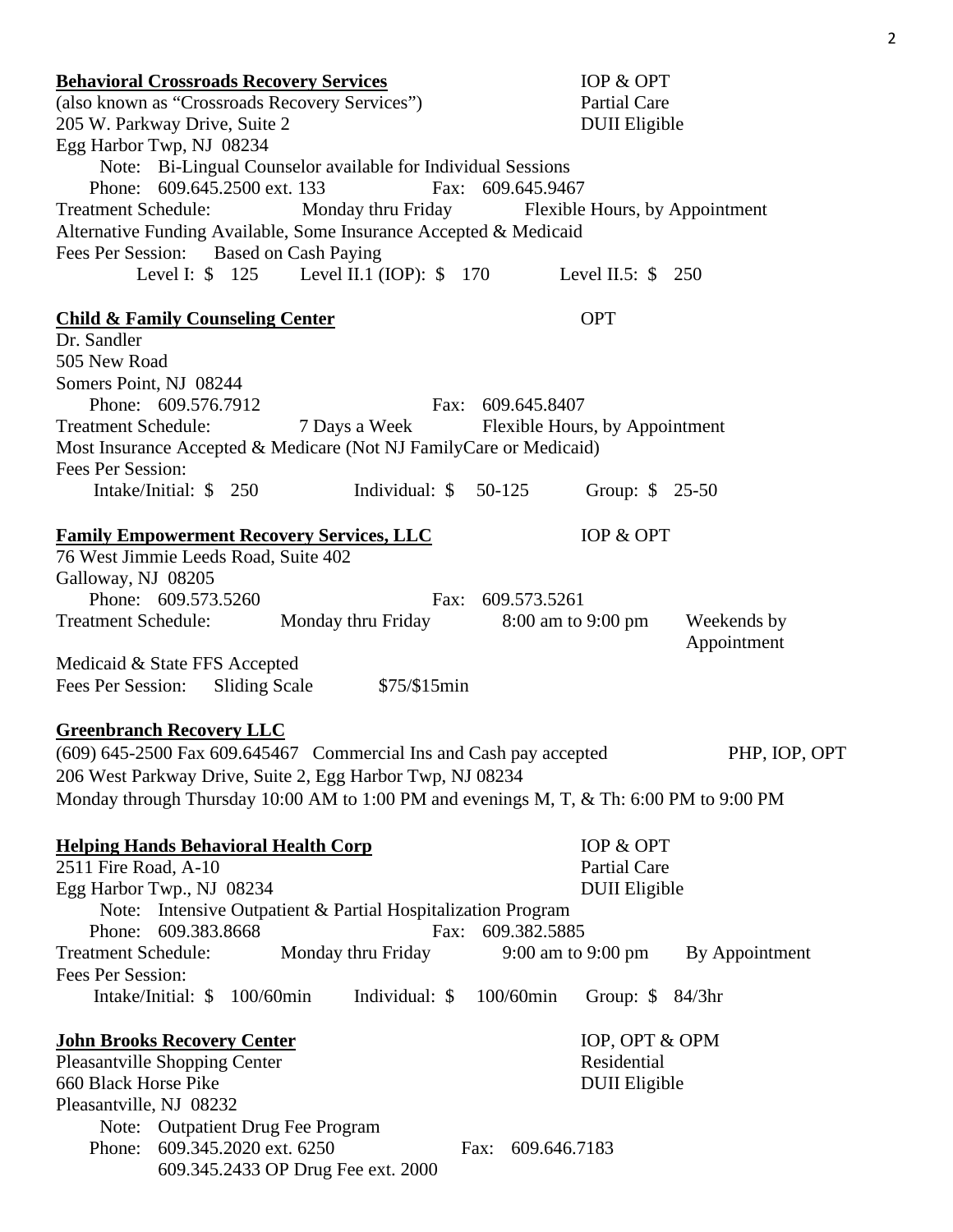**Behavioral Crossroads Recovery Services** — IOP & OPT, Partial Care, DUII Eligible

(also known as "Crossroads Recovery Services")
205 W. Parkway Drive, Suite 2
Egg Harbor Twp, NJ 08234

Note: Bi-Lingual Counselor available for Individual Sessions
Phone: 609.645.2500 ext. 133 Fax: 609.645.9467
Treatment Schedule: Monday thru Friday Flexible Hours, by Appointment
Alternative Funding Available, Some Insurance Accepted & Medicaid
Fees Per Session: Based on Cash Paying
Level I: $ 125 Level II.1 (IOP): $ 170 Level II.5: $ 250

**Child & Family Counseling Center** — OPT

Dr. Sandler
505 New Road
Somers Point, NJ 08244

Phone: 609.576.7912 Fax: 609.645.8407
Treatment Schedule: 7 Days a Week Flexible Hours, by Appointment
Most Insurance Accepted & Medicare (Not NJ FamilyCare or Medicaid)
Fees Per Session:
Intake/Initial: $ 250 Individual: $ 50-125 Group: $ 25-50

**Family Empowerment Recovery Services, LLC** — IOP & OPT

76 West Jimmie Leeds Road, Suite 402
Galloway, NJ 08205

Phone: 609.573.5260 Fax: 609.573.5261
Treatment Schedule: Monday thru Friday 8:00 am to 9:00 pm Weekends by Appointment
Medicaid & State FFS Accepted
Fees Per Session: Sliding Scale $75/$15min

**Greenbranch Recovery LLC** — PHP, IOP, OPT

(609) 645-2500 Fax 609.645467 Commercial Ins and Cash pay accepted
206 West Parkway Drive, Suite 2, Egg Harbor Twp, NJ 08234
Monday through Thursday 10:00 AM to 1:00 PM and evenings M, T, & Th: 6:00 PM to 9:00 PM

**Helping Hands Behavioral Health Corp** — IOP & OPT, Partial Care, DUII Eligible

2511 Fire Road, A-10
Egg Harbor Twp., NJ 08234

Note: Intensive Outpatient & Partial Hospitalization Program
Phone: 609.383.8668 Fax: 609.382.5885
Treatment Schedule: Monday thru Friday 9:00 am to 9:00 pm By Appointment
Fees Per Session:
Intake/Initial: $ 100/60min Individual: $ 100/60min Group: $ 84/3hr

**John Brooks Recovery Center** — IOP, OPT & OPM, Residential, DUII Eligible

Pleasantville Shopping Center
660 Black Horse Pike
Pleasantville, NJ 08232

Note: Outpatient Drug Fee Program
Phone: 609.345.2020 ext. 6250 Fax: 609.646.7183
609.345.2433 OP Drug Fee ext. 2000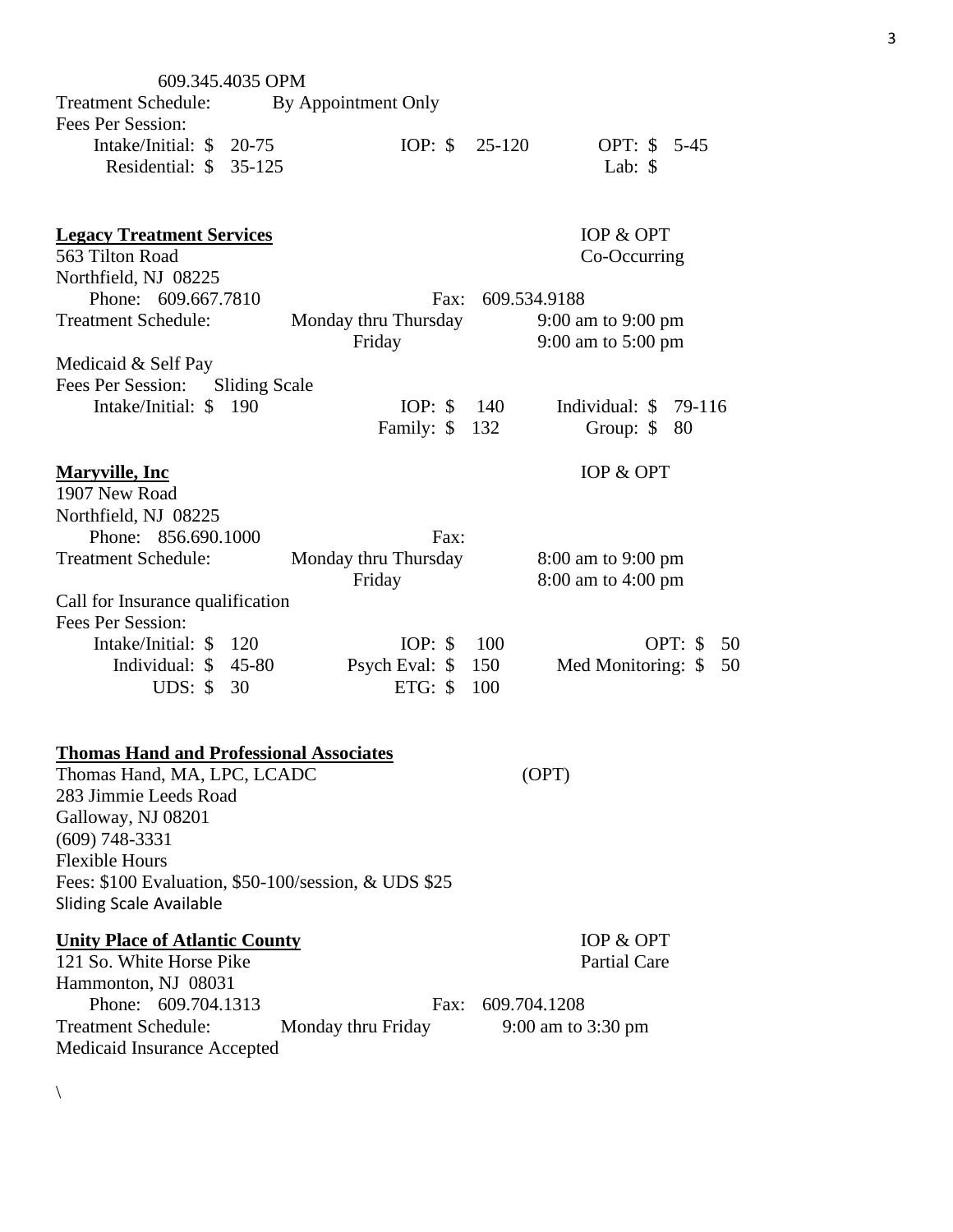609.345.4035 OPM

Treatment Schedule: By Appointment Only

Fees Per Session:

Intake/Initial: $ 20-75 IOP: $ 25-120 OPT: $ 5-45

Residential: $ 35-125 Lab: $

**Legacy Treatment Services** IOP & OPT

563 Tilton Road Co-Occurring

Northfield, NJ 08225

Phone: 609.667.7810 Fax: 609.534.9188

Treatment Schedule: Monday thru Thursday 9:00 am to 9:00 pm

Friday 9:00 am to 5:00 pm

Medicaid & Self Pay

Fees Per Session: Sliding Scale

Intake/Initial: $ 190 IOP: $ 140 Individual: $ 79-116

Family: $ 132 Group: $ 80

**Maryville, Inc** IOP & OPT

1907 New Road

Northfield, NJ 08225

Phone: 856.690.1000 Fax:

Treatment Schedule: Monday thru Thursday 8:00 am to 9:00 pm

Friday 8:00 am to 4:00 pm

Call for Insurance qualification

Fees Per Session:

Intake/Initial: $ 120 IOP: $ 100 OPT: $ 50

Individual: $ 45-80 Psych Eval: $ 150 Med Monitoring: $ 50

UDS: $ 30 ETG: $ 100

**Thomas Hand and Professional Associates**

Thomas Hand, MA, LPC, LCADC (OPT)

283 Jimmie Leeds Road

Galloway, NJ 08201

(609) 748-3331

Flexible Hours

Fees: $100 Evaluation, $50-100/session, & UDS $25

Sliding Scale Available

**Unity Place of Atlantic County** IOP & OPT

121 So. White Horse Pike Partial Care

Hammonton, NJ 08031

Phone: 609.704.1313 Fax: 609.704.1208

Treatment Schedule: Monday thru Friday 9:00 am to 3:30 pm

Medicaid Insurance Accepted

\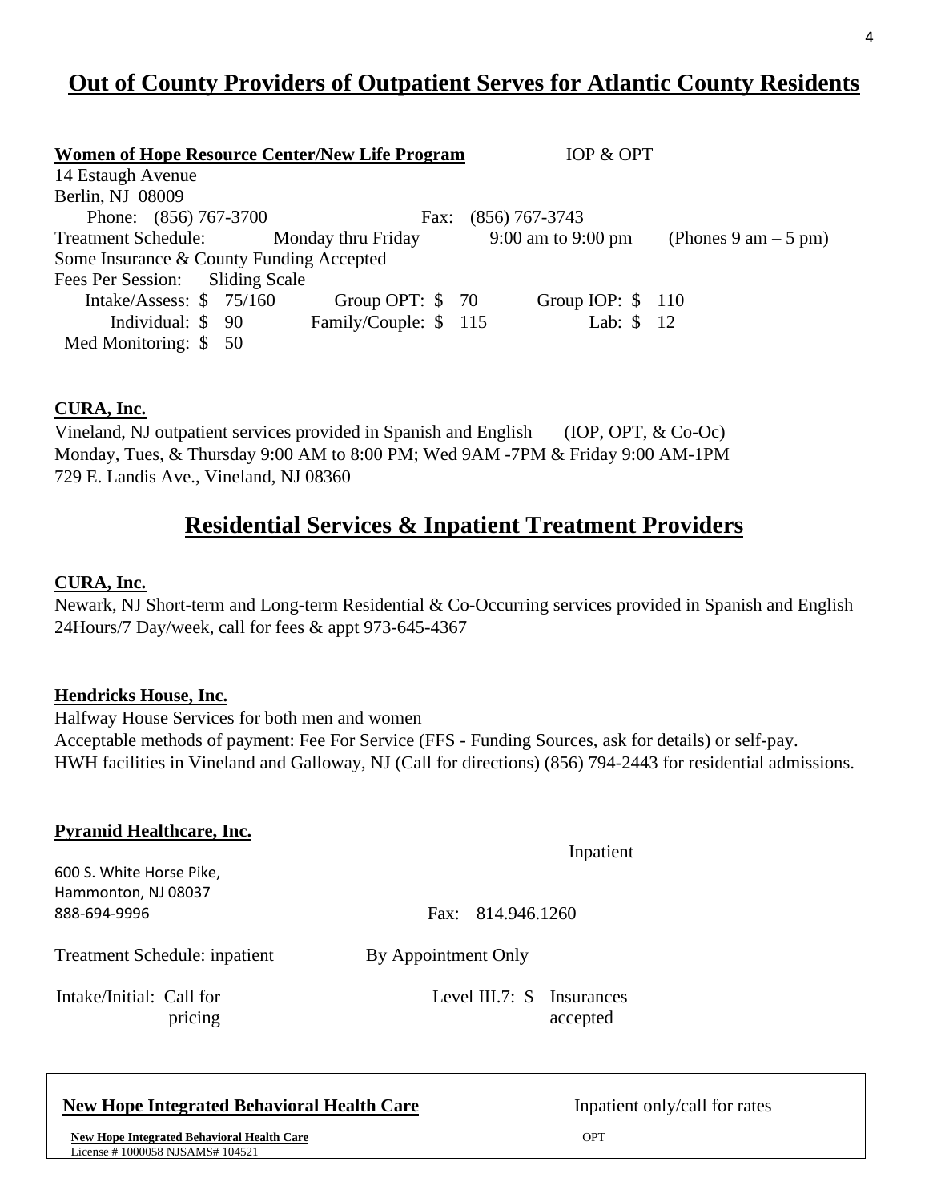# Out of County Providers of Outpatient Serves for Atlantic County Residents

**Women of Hope Resource Center/New Life Program** IOP & OPT

14 Estaugh Avenue
Berlin, NJ 08009

Phone: (856) 767-3700 Fax: (856) 767-3743

Treatment Schedule: Monday thru Friday 9:00 am to 9:00 pm (Phones 9 am – 5 pm)

Some Insurance & County Funding Accepted

Fees Per Session: Sliding Scale

| | | | | | |
|---|---|---|---|---|---|
| Intake/Assess: | $ 75/160 | Group OPT: | $ 70 | Group IOP: | $ 110 |
| Individual: | $ 90 | Family/Couple: | $ 115 | Lab: | $ 12 |
| Med Monitoring: | $ 50 | | | | |

**CURA, Inc.**

Vineland, NJ outpatient services provided in Spanish and English (IOP, OPT, & Co-Oc)
Monday, Tues, & Thursday 9:00 AM to 8:00 PM; Wed 9AM -7PM & Friday 9:00 AM-1PM
729 E. Landis Ave., Vineland, NJ 08360

# Residential Services & Inpatient Treatment Providers

**CURA, Inc.**

Newark, NJ Short-term and Long-term Residential & Co-Occurring services provided in Spanish and English
24Hours/7 Day/week, call for fees & appt 973-645-4367

**Hendricks House, Inc.**

Halfway House Services for both men and women
Acceptable methods of payment: Fee For Service (FFS - Funding Sources, ask for details) or self-pay.
HWH facilities in Vineland and Galloway, NJ (Call for directions) (856) 794-2443 for residential admissions.

**Pyramid Healthcare, Inc.** Inpatient

600 S. White Horse Pike,
Hammonton, NJ 08037
888-694-9996 Fax: 814.946.1260

Treatment Schedule: inpatient By Appointment Only

Intake/Initial: Call for pricing Level III.7: $ Insurances accepted

| | |
|---|---|
| **New Hope Integrated Behavioral Health Care** | Inpatient only/call for rates |
| **New Hope Integrated Behavioral Health Care**<br>License # 1000058 NJSAMS# 104521 | OPT |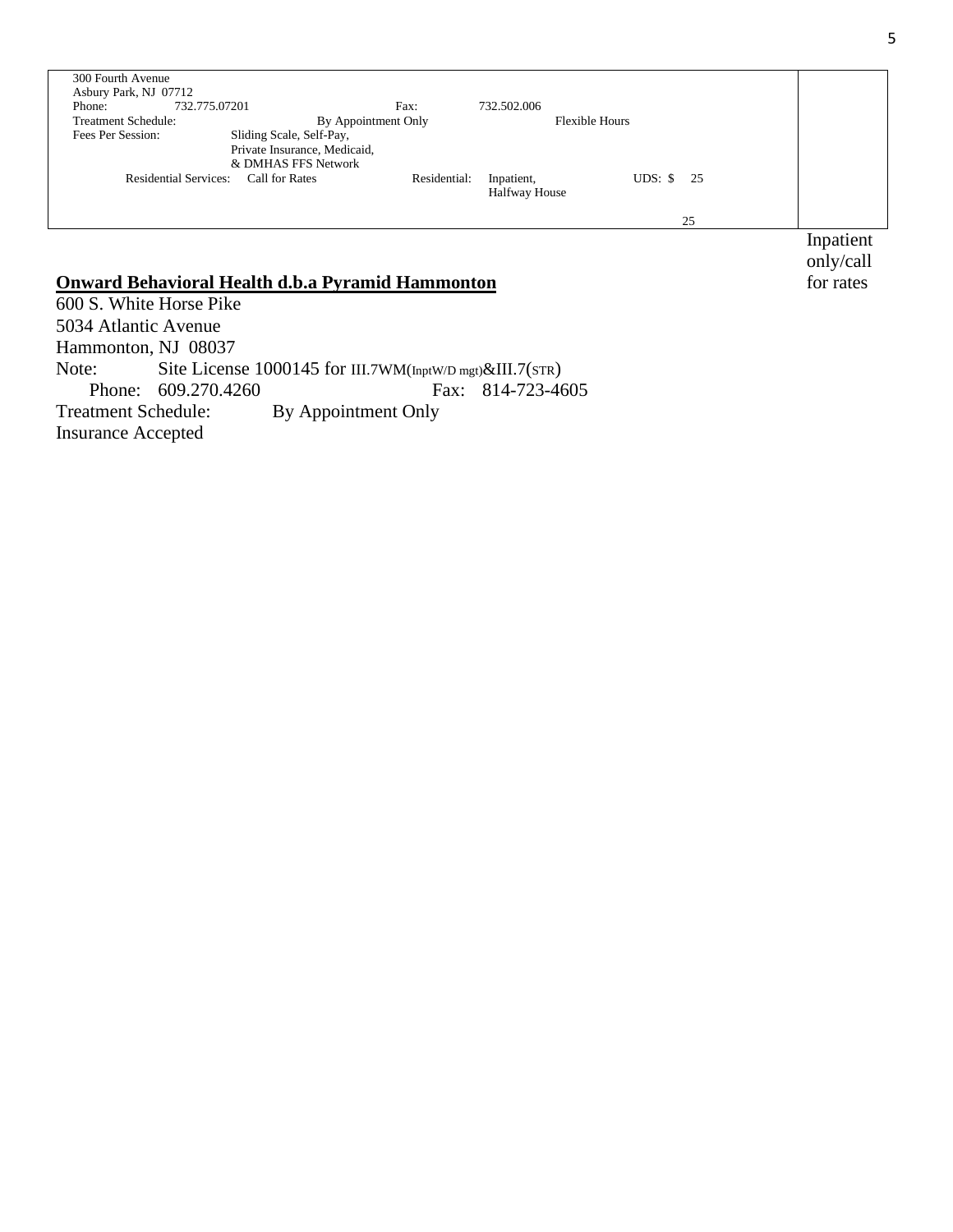| | |
|---|---|
| 300 Fourth Avenue<br>Asbury Park, NJ 07712<br>Phone: 732.775.07201 Fax: 732.502.006<br>Treatment Schedule: By Appointment Only Flexible Hours<br>Fees Per Session: Sliding Scale, Self-Pay, Private Insurance, Medicaid, & DMHAS FFS Network<br>Residential Services: Call for Rates Residential: Inpatient, Halfway House UDS: $ 25<br>25 | |

Inpatient only/call for rates

**Onward Behavioral Health d.b.a Pyramid Hammonton**

600 S. White Horse Pike
5034 Atlantic Avenue
Hammonton, NJ 08037
Note: Site License 1000145 for III.7WM(InptW/D mgt)&III.7(STR)
Phone: 609.270.4260 Fax: 814-723-4605
Treatment Schedule: By Appointment Only
Insurance Accepted